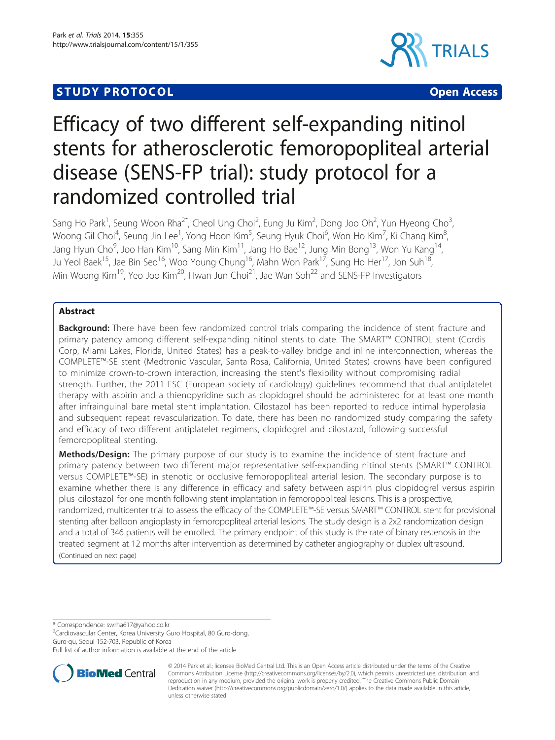STUDY PROTOCOL Open Access

# Efficacy of two different self-expanding nitinol stents for atherosclerotic femoropopliteal arterial disease (SENS-FP trial): study protocol for a randomized controlled trial

Sang Ho Park[1], Seung Woon Rha[2*], Cheol Ung Choi[2], Eung Ju Kim[2], Dong Joo Oh[2], Yun Hyeong Cho[3], Woong Gil Choi[4], Seung Jin Lee[1], Yong Hoon Kim[5], Seung Hyuk Choi[6], Won Ho Kim[7], Ki Chang Kim[8], Jang Hyun Cho[9], Joo Han Kim[10], Sang Min Kim[11], Jang Ho Bae[12], Jung Min Bong[13], Won Yu Kang[14], Ju Yeol Baek[15], Jae Bin Seo[16], Woo Young Chung[16], Mahn Won Park[17], Sung Ho Her[17], Jon Suh[18], Min Woong Kim[19], Yeo Joo Kim[20], Hwan Jun Choi[21], Jae Wan Soh[22] and SENS-FP Investigators

## Abstract

**Background:** There have been few randomized control trials comparing the incidence of stent fracture and primary patency among different self-expanding nitinol stents to date. The SMART™ CONTROL stent (Cordis Corp, Miami Lakes, Florida, United States) has a peak-to-valley bridge and inline interconnection, whereas the COMPLETE™-SE stent (Medtronic Vascular, Santa Rosa, California, United States) crowns have been configured to minimize crown-to-crown interaction, increasing the stent's flexibility without compromising radial strength. Further, the 2011 ESC (European society of cardiology) guidelines recommend that dual antiplatelet therapy with aspirin and a thienopyridine such as clopidogrel should be administered for at least one month after infrainguinal bare metal stent implantation. Cilostazol has been reported to reduce intimal hyperplasia and subsequent repeat revascularization. To date, there has been no randomized study comparing the safety and efficacy of two different antiplatelet regimens, clopidogrel and cilostazol, following successful femoropopliteal stenting.

**Methods/Design:** The primary purpose of our study is to examine the incidence of stent fracture and primary patency between two different major representative self-expanding nitinol stents (SMART™ CONTROL versus COMPLETE™-SE) in stenotic or occlusive femoropopliteal arterial lesion. The secondary purpose is to examine whether there is any difference in efficacy and safety between aspirin plus clopidogrel versus aspirin plus cilostazol for one month following stent implantation in femoropopliteal lesions. This is a prospective, randomized, multicenter trial to assess the efficacy of the COMPLETE™-SE versus SMART™ CONTROL stent for provisional stenting after balloon angioplasty in femoropopliteal arterial lesions. The study design is a 2x2 randomization design and a total of 346 patients will be enrolled. The primary endpoint of this study is the rate of binary restenosis in the treated segment at 12 months after intervention as determined by catheter angiography or duplex ultrasound.

(Continued on next page)

\* Correspondence: swrha617@yahoo.co.kr

[2]Cardiovascular Center, Korea University Guro Hospital, 80 Guro-dong, Guro-gu, Seoul 152-703, Republic of Korea

Full list of author information is available at the end of the article

© 2014 Park et al.; licensee BioMed Central Ltd. This is an Open Access article distributed under the terms of the Creative Commons Attribution License (http://creativecommons.org/licenses/by/2.0), which permits unrestricted use, distribution, and reproduction in any medium, provided the original work is properly credited. The Creative Commons Public Domain Dedication waiver (http://creativecommons.org/publicdomain/zero/1.0/) applies to the data made available in this article, unless otherwise stated.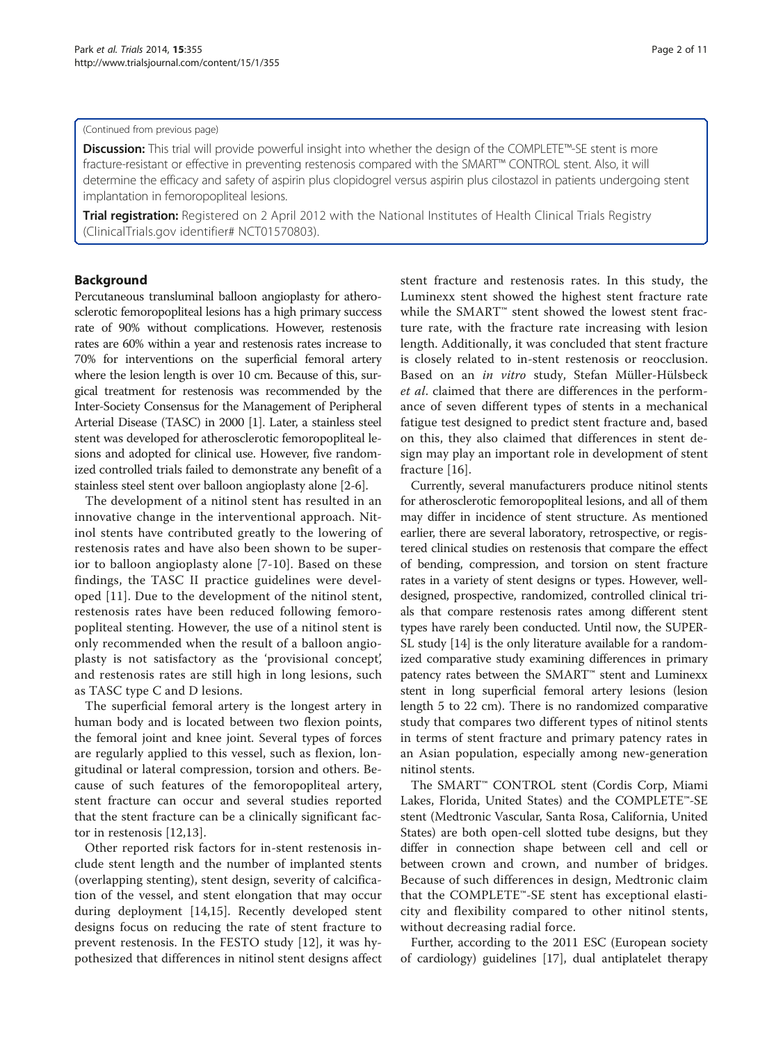(Continued from previous page)

**Discussion:** This trial will provide powerful insight into whether the design of the COMPLETE™-SE stent is more fracture-resistant or effective in preventing restenosis compared with the SMART™ CONTROL stent. Also, it will determine the efficacy and safety of aspirin plus clopidogrel versus aspirin plus cilostazol in patients undergoing stent implantation in femoropopliteal lesions.

**Trial registration:** Registered on 2 April 2012 with the National Institutes of Health Clinical Trials Registry (ClinicalTrials.gov identifier# NCT01570803).

## Background

Percutaneous transluminal balloon angioplasty for atherosclerotic femoropopliteal lesions has a high primary success rate of 90% without complications. However, restenosis rates are 60% within a year and restenosis rates increase to 70% for interventions on the superficial femoral artery where the lesion length is over 10 cm. Because of this, surgical treatment for restenosis was recommended by the Inter-Society Consensus for the Management of Peripheral Arterial Disease (TASC) in 2000 [1]. Later, a stainless steel stent was developed for atherosclerotic femoropopliteal lesions and adopted for clinical use. However, five randomized controlled trials failed to demonstrate any benefit of a stainless steel stent over balloon angioplasty alone [2-6].

The development of a nitinol stent has resulted in an innovative change in the interventional approach. Nitinol stents have contributed greatly to the lowering of restenosis rates and have also been shown to be superior to balloon angioplasty alone [7-10]. Based on these findings, the TASC II practice guidelines were developed [11]. Due to the development of the nitinol stent, restenosis rates have been reduced following femoropopliteal stenting. However, the use of a nitinol stent is only recommended when the result of a balloon angioplasty is not satisfactory as the 'provisional concept', and restenosis rates are still high in long lesions, such as TASC type C and D lesions.

The superficial femoral artery is the longest artery in human body and is located between two flexion points, the femoral joint and knee joint. Several types of forces are regularly applied to this vessel, such as flexion, longitudinal or lateral compression, torsion and others. Because of such features of the femoropopliteal artery, stent fracture can occur and several studies reported that the stent fracture can be a clinically significant factor in restenosis [12,13].

Other reported risk factors for in-stent restenosis include stent length and the number of implanted stents (overlapping stenting), stent design, severity of calcification of the vessel, and stent elongation that may occur during deployment [14,15]. Recently developed stent designs focus on reducing the rate of stent fracture to prevent restenosis. In the FESTO study [12], it was hypothesized that differences in nitinol stent designs affect stent fracture and restenosis rates. In this study, the Luminexx stent showed the highest stent fracture rate while the SMART™ stent showed the lowest stent fracture rate, with the fracture rate increasing with lesion length. Additionally, it was concluded that stent fracture is closely related to in-stent restenosis or reocclusion. Based on an *in vitro* study, Stefan Müller-Hülsbeck *et al*. claimed that there are differences in the performance of seven different types of stents in a mechanical fatigue test designed to predict stent fracture and, based on this, they also claimed that differences in stent design may play an important role in development of stent fracture [16].

Currently, several manufacturers produce nitinol stents for atherosclerotic femoropopliteal lesions, and all of them may differ in incidence of stent structure. As mentioned earlier, there are several laboratory, retrospective, or registered clinical studies on restenosis that compare the effect of bending, compression, and torsion on stent fracture rates in a variety of stent designs or types. However, well-designed, prospective, randomized, controlled clinical trials that compare restenosis rates among different stent types have rarely been conducted. Until now, the SUPER-SL study [14] is the only literature available for a randomized comparative study examining differences in primary patency rates between the SMART™ stent and Luminexx stent in long superficial femoral artery lesions (lesion length 5 to 22 cm). There is no randomized comparative study that compares two different types of nitinol stents in terms of stent fracture and primary patency rates in an Asian population, especially among new-generation nitinol stents.

The SMART™ CONTROL stent (Cordis Corp, Miami Lakes, Florida, United States) and the COMPLETE™-SE stent (Medtronic Vascular, Santa Rosa, California, United States) are both open-cell slotted tube designs, but they differ in connection shape between cell and cell or between crown and crown, and number of bridges. Because of such differences in design, Medtronic claim that the COMPLETE™-SE stent has exceptional elasticity and flexibility compared to other nitinol stents, without decreasing radial force.

Further, according to the 2011 ESC (European society of cardiology) guidelines [17], dual antiplatelet therapy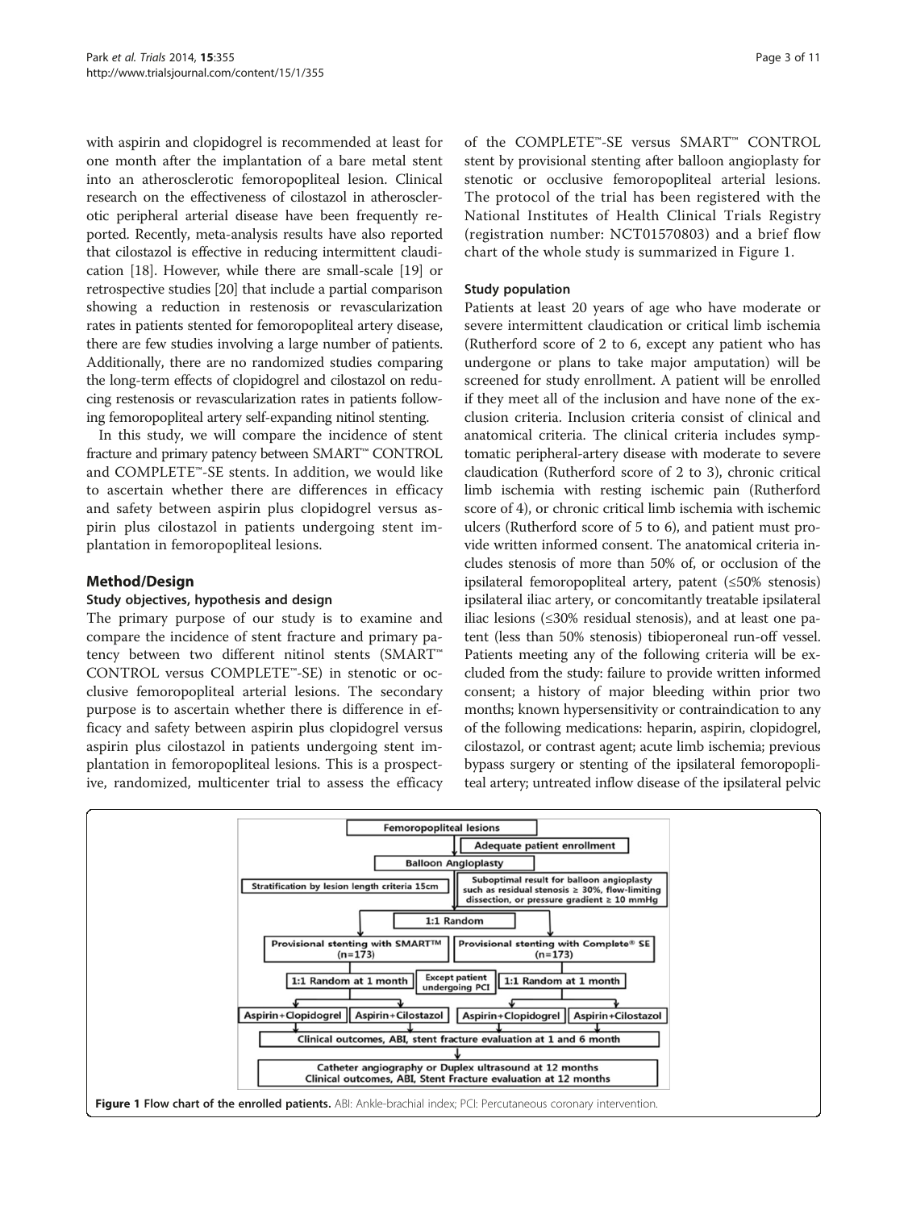with aspirin and clopidogrel is recommended at least for one month after the implantation of a bare metal stent into an atherosclerotic femoropopliteal lesion. Clinical research on the effectiveness of cilostazol in atherosclerotic peripheral arterial disease have been frequently reported. Recently, meta-analysis results have also reported that cilostazol is effective in reducing intermittent claudication [18]. However, while there are small-scale [19] or retrospective studies [20] that include a partial comparison showing a reduction in restenosis or revascularization rates in patients stented for femoropopliteal artery disease, there are few studies involving a large number of patients. Additionally, there are no randomized studies comparing the long-term effects of clopidogrel and cilostazol on reducing restenosis or revascularization rates in patients following femoropopliteal artery self-expanding nitinol stenting.

In this study, we will compare the incidence of stent fracture and primary patency between SMART™ CONTROL and COMPLETE™-SE stents. In addition, we would like to ascertain whether there are differences in efficacy and safety between aspirin plus clopidogrel versus aspirin plus cilostazol in patients undergoing stent implantation in femoropopliteal lesions.

## Method/Design

### Study objectives, hypothesis and design

The primary purpose of our study is to examine and compare the incidence of stent fracture and primary patency between two different nitinol stents (SMART™ CONTROL versus COMPLETE™-SE) in stenotic or occlusive femoropopliteal arterial lesions. The secondary purpose is to ascertain whether there is difference in efficacy and safety between aspirin plus clopidogrel versus aspirin plus cilostazol in patients undergoing stent implantation in femoropopliteal lesions. This is a prospective, randomized, multicenter trial to assess the efficacy of the COMPLETE™-SE versus SMART™ CONTROL stent by provisional stenting after balloon angioplasty for stenotic or occlusive femoropopliteal arterial lesions. The protocol of the trial has been registered with the National Institutes of Health Clinical Trials Registry (registration number: NCT01570803) and a brief flow chart of the whole study is summarized in Figure 1.

### Study population

Patients at least 20 years of age who have moderate or severe intermittent claudication or critical limb ischemia (Rutherford score of 2 to 6, except any patient who has undergone or plans to take major amputation) will be screened for study enrollment. A patient will be enrolled if they meet all of the inclusion and have none of the exclusion criteria. Inclusion criteria consist of clinical and anatomical criteria. The clinical criteria includes symptomatic peripheral-artery disease with moderate to severe claudication (Rutherford score of 2 to 3), chronic critical limb ischemia with resting ischemic pain (Rutherford score of 4), or chronic critical limb ischemia with ischemic ulcers (Rutherford score of 5 to 6), and patient must provide written informed consent. The anatomical criteria includes stenosis of more than 50% of, or occlusion of the ipsilateral femoropopliteal artery, patent (≤50% stenosis) ipsilateral iliac artery, or concomitantly treatable ipsilateral iliac lesions (≤30% residual stenosis), and at least one patent (less than 50% stenosis) tibioperoneal run-off vessel. Patients meeting any of the following criteria will be excluded from the study: failure to provide written informed consent; a history of major bleeding within prior two months; known hypersensitivity or contraindication to any of the following medications: heparin, aspirin, clopidogrel, cilostazol, or contrast agent; acute limb ischemia; previous bypass surgery or stenting of the ipsilateral femoropopliteal artery; untreated inflow disease of the ipsilateral pelvic

Femoropopliteal lesions
Adequate patient enrollment
Balloon Angioplasty
Stratification by lesion length criteria 15cm
Suboptimal result for balloon angioplasty such as residual stenosis ≥ 30%, flow-limiting dissection, or pressure gradient ≥ 10 mmHg
1:1 Random
Provisional stenting with SMART™ (n=173)
Provisional stenting with Complete® SE (n=173)
1:1 Random at 1 month
Except patient undergoing PCI
1:1 Random at 1 month
Aspirin+Clopidogrel
Aspirin+Cilostazol
Aspirin+Clopidogrel
Aspirin+Cilostazol
Clinical outcomes, ABI, stent fracture evaluation at 1 and 6 month
Catheter angiography or Duplex ultrasound at 12 months
Clinical outcomes, ABI, Stent Fracture evaluation at 12 months

**Figure 1 Flow chart of the enrolled patients.** ABI: Ankle-brachial index; PCI: Percutaneous coronary intervention.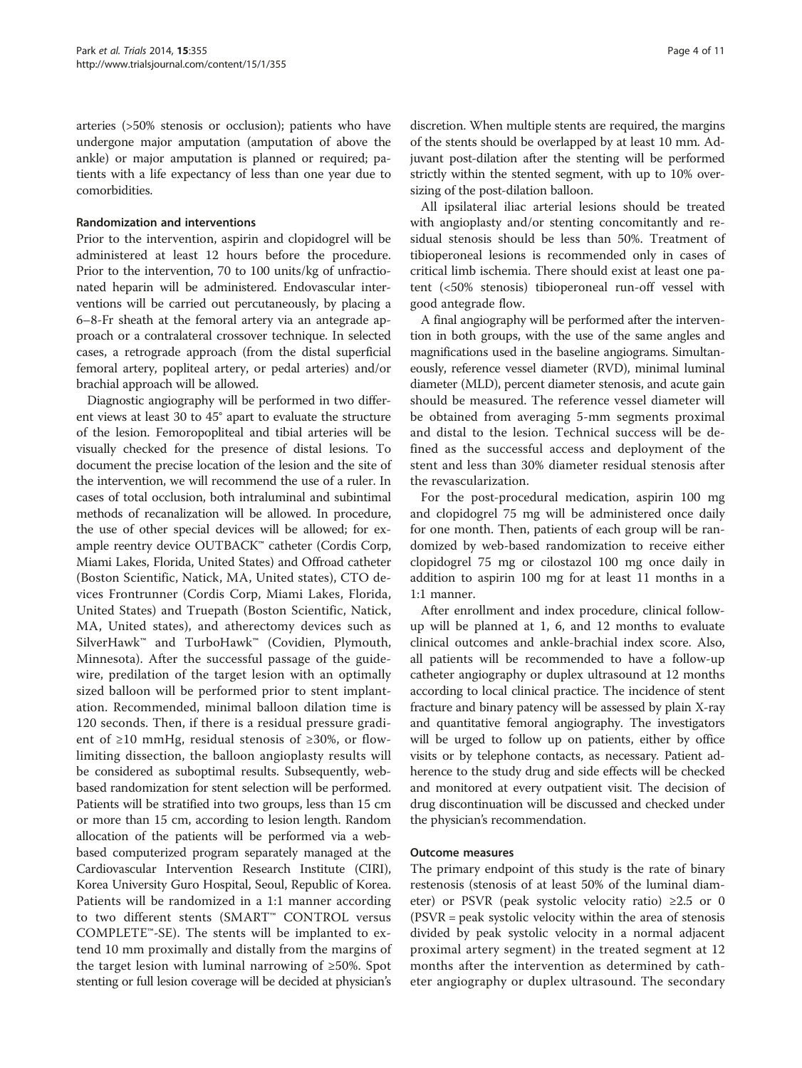arteries (>50% stenosis or occlusion); patients who have undergone major amputation (amputation of above the ankle) or major amputation is planned or required; patients with a life expectancy of less than one year due to comorbidities.

### Randomization and interventions

Prior to the intervention, aspirin and clopidogrel will be administered at least 12 hours before the procedure. Prior to the intervention, 70 to 100 units/kg of unfractionated heparin will be administered. Endovascular interventions will be carried out percutaneously, by placing a 6–8-Fr sheath at the femoral artery via an antegrade approach or a contralateral crossover technique. In selected cases, a retrograde approach (from the distal superficial femoral artery, popliteal artery, or pedal arteries) and/or brachial approach will be allowed.

Diagnostic angiography will be performed in two different views at least 30 to 45° apart to evaluate the structure of the lesion. Femoropopliteal and tibial arteries will be visually checked for the presence of distal lesions. To document the precise location of the lesion and the site of the intervention, we will recommend the use of a ruler. In cases of total occlusion, both intraluminal and subintimal methods of recanalization will be allowed. In procedure, the use of other special devices will be allowed; for example reentry device OUTBACK™ catheter (Cordis Corp, Miami Lakes, Florida, United States) and Offroad catheter (Boston Scientific, Natick, MA, United states), CTO devices Frontrunner (Cordis Corp, Miami Lakes, Florida, United States) and Truepath (Boston Scientific, Natick, MA, United states), and atherectomy devices such as SilverHawk™ and TurboHawk™ (Covidien, Plymouth, Minnesota). After the successful passage of the guidewire, predilation of the target lesion with an optimally sized balloon will be performed prior to stent implantation. Recommended, minimal balloon dilation time is 120 seconds. Then, if there is a residual pressure gradient of ≥10 mmHg, residual stenosis of ≥30%, or flow-limiting dissection, the balloon angioplasty results will be considered as suboptimal results. Subsequently, web-based randomization for stent selection will be performed. Patients will be stratified into two groups, less than 15 cm or more than 15 cm, according to lesion length. Random allocation of the patients will be performed via a web-based computerized program separately managed at the Cardiovascular Intervention Research Institute (CIRI), Korea University Guro Hospital, Seoul, Republic of Korea. Patients will be randomized in a 1:1 manner according to two different stents (SMART™ CONTROL versus COMPLETE™-SE). The stents will be implanted to extend 10 mm proximally and distally from the margins of the target lesion with luminal narrowing of ≥50%. Spot stenting or full lesion coverage will be decided at physician's discretion. When multiple stents are required, the margins of the stents should be overlapped by at least 10 mm. Adjuvant post-dilation after the stenting will be performed strictly within the stented segment, with up to 10% oversizing of the post-dilation balloon.

All ipsilateral iliac arterial lesions should be treated with angioplasty and/or stenting concomitantly and residual stenosis should be less than 50%. Treatment of tibioperoneal lesions is recommended only in cases of critical limb ischemia. There should exist at least one patent (<50% stenosis) tibioperoneal run-off vessel with good antegrade flow.

A final angiography will be performed after the intervention in both groups, with the use of the same angles and magnifications used in the baseline angiograms. Simultaneously, reference vessel diameter (RVD), minimal luminal diameter (MLD), percent diameter stenosis, and acute gain should be measured. The reference vessel diameter will be obtained from averaging 5-mm segments proximal and distal to the lesion. Technical success will be defined as the successful access and deployment of the stent and less than 30% diameter residual stenosis after the revascularization.

For the post-procedural medication, aspirin 100 mg and clopidogrel 75 mg will be administered once daily for one month. Then, patients of each group will be randomized by web-based randomization to receive either clopidogrel 75 mg or cilostazol 100 mg once daily in addition to aspirin 100 mg for at least 11 months in a 1:1 manner.

After enrollment and index procedure, clinical follow-up will be planned at 1, 6, and 12 months to evaluate clinical outcomes and ankle-brachial index score. Also, all patients will be recommended to have a follow-up catheter angiography or duplex ultrasound at 12 months according to local clinical practice. The incidence of stent fracture and binary patency will be assessed by plain X-ray and quantitative femoral angiography. The investigators will be urged to follow up on patients, either by office visits or by telephone contacts, as necessary. Patient adherence to the study drug and side effects will be checked and monitored at every outpatient visit. The decision of drug discontinuation will be discussed and checked under the physician's recommendation.

### Outcome measures

The primary endpoint of this study is the rate of binary restenosis (stenosis of at least 50% of the luminal diameter) or PSVR (peak systolic velocity ratio) ≥2.5 or 0 (PSVR = peak systolic velocity within the area of stenosis divided by peak systolic velocity in a normal adjacent proximal artery segment) in the treated segment at 12 months after the intervention as determined by catheter angiography or duplex ultrasound. The secondary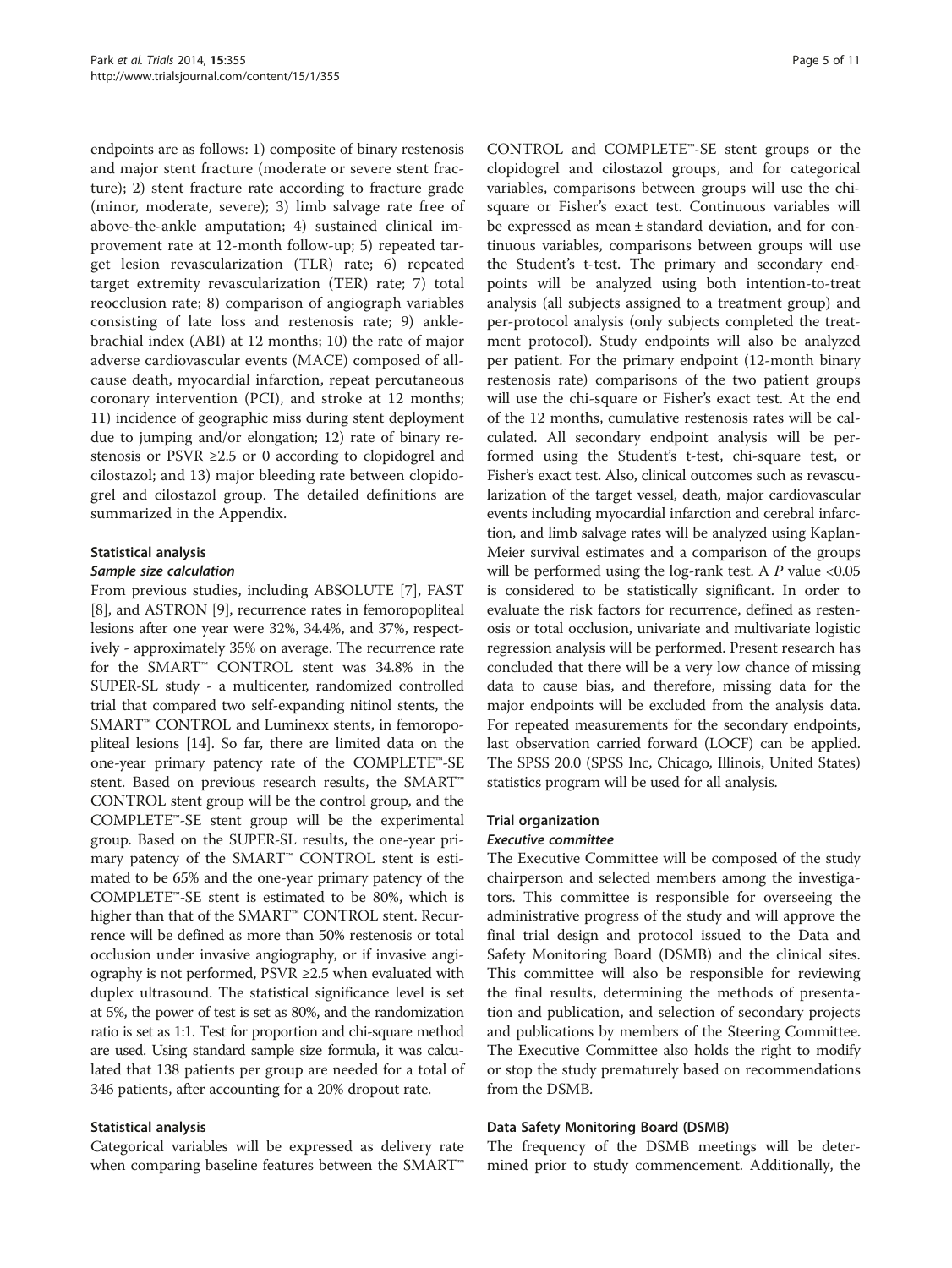endpoints are as follows: 1) composite of binary restenosis and major stent fracture (moderate or severe stent fracture); 2) stent fracture rate according to fracture grade (minor, moderate, severe); 3) limb salvage rate free of above-the-ankle amputation; 4) sustained clinical improvement rate at 12-month follow-up; 5) repeated target lesion revascularization (TLR) rate; 6) repeated target extremity revascularization (TER) rate; 7) total reocclusion rate; 8) comparison of angiograph variables consisting of late loss and restenosis rate; 9) ankle-brachial index (ABI) at 12 months; 10) the rate of major adverse cardiovascular events (MACE) composed of all-cause death, myocardial infarction, repeat percutaneous coronary intervention (PCI), and stroke at 12 months; 11) incidence of geographic miss during stent deployment due to jumping and/or elongation; 12) rate of binary restenosis or PSVR ≥2.5 or 0 according to clopidogrel and cilostazol; and 13) major bleeding rate between clopidogrel and cilostazol group. The detailed definitions are summarized in the Appendix.

### Statistical analysis

#### *Sample size calculation*

From previous studies, including ABSOLUTE [7], FAST [8], and ASTRON [9], recurrence rates in femoropopliteal lesions after one year were 32%, 34.4%, and 37%, respectively - approximately 35% on average. The recurrence rate for the SMART™ CONTROL stent was 34.8% in the SUPER-SL study - a multicenter, randomized controlled trial that compared two self-expanding nitinol stents, the SMART™ CONTROL and Luminexx stents, in femoropopliteal lesions [14]. So far, there are limited data on the one-year primary patency rate of the COMPLETE™-SE stent. Based on previous research results, the SMART™ CONTROL stent group will be the control group, and the COMPLETE™-SE stent group will be the experimental group. Based on the SUPER-SL results, the one-year primary patency of the SMART™ CONTROL stent is estimated to be 65% and the one-year primary patency of the COMPLETE™-SE stent is estimated to be 80%, which is higher than that of the SMART™ CONTROL stent. Recurrence will be defined as more than 50% restenosis or total occlusion under invasive angiography, or if invasive angiography is not performed, PSVR ≥2.5 when evaluated with duplex ultrasound. The statistical significance level is set at 5%, the power of test is set as 80%, and the randomization ratio is set as 1:1. Test for proportion and chi-square method are used. Using standard sample size formula, it was calculated that 138 patients per group are needed for a total of 346 patients, after accounting for a 20% dropout rate.

### Statistical analysis

Categorical variables will be expressed as delivery rate when comparing baseline features between the SMART™ CONTROL and COMPLETE™-SE stent groups or the clopidogrel and cilostazol groups, and for categorical variables, comparisons between groups will use the chi-square or Fisher's exact test. Continuous variables will be expressed as mean ± standard deviation, and for continuous variables, comparisons between groups will use the Student's t-test. The primary and secondary endpoints will be analyzed using both intention-to-treat analysis (all subjects assigned to a treatment group) and per-protocol analysis (only subjects completed the treatment protocol). Study endpoints will also be analyzed per patient. For the primary endpoint (12-month binary restenosis rate) comparisons of the two patient groups will use the chi-square or Fisher's exact test. At the end of the 12 months, cumulative restenosis rates will be calculated. All secondary endpoint analysis will be performed using the Student's t-test, chi-square test, or Fisher's exact test. Also, clinical outcomes such as revascularization of the target vessel, death, major cardiovascular events including myocardial infarction and cerebral infarction, and limb salvage rates will be analyzed using Kaplan-Meier survival estimates and a comparison of the groups will be performed using the log-rank test. A *P* value <0.05 is considered to be statistically significant. In order to evaluate the risk factors for recurrence, defined as restenosis or total occlusion, univariate and multivariate logistic regression analysis will be performed. Present research has concluded that there will be a very low chance of missing data to cause bias, and therefore, missing data for the major endpoints will be excluded from the analysis data. For repeated measurements for the secondary endpoints, last observation carried forward (LOCF) can be applied. The SPSS 20.0 (SPSS Inc, Chicago, Illinois, United States) statistics program will be used for all analysis.

### Trial organization

#### *Executive committee*

The Executive Committee will be composed of the study chairperson and selected members among the investigators. This committee is responsible for overseeing the administrative progress of the study and will approve the final trial design and protocol issued to the Data and Safety Monitoring Board (DSMB) and the clinical sites. This committee will also be responsible for reviewing the final results, determining the methods of presentation and publication, and selection of secondary projects and publications by members of the Steering Committee. The Executive Committee also holds the right to modify or stop the study prematurely based on recommendations from the DSMB.

### Data Safety Monitoring Board (DSMB)

The frequency of the DSMB meetings will be determined prior to study commencement. Additionally, the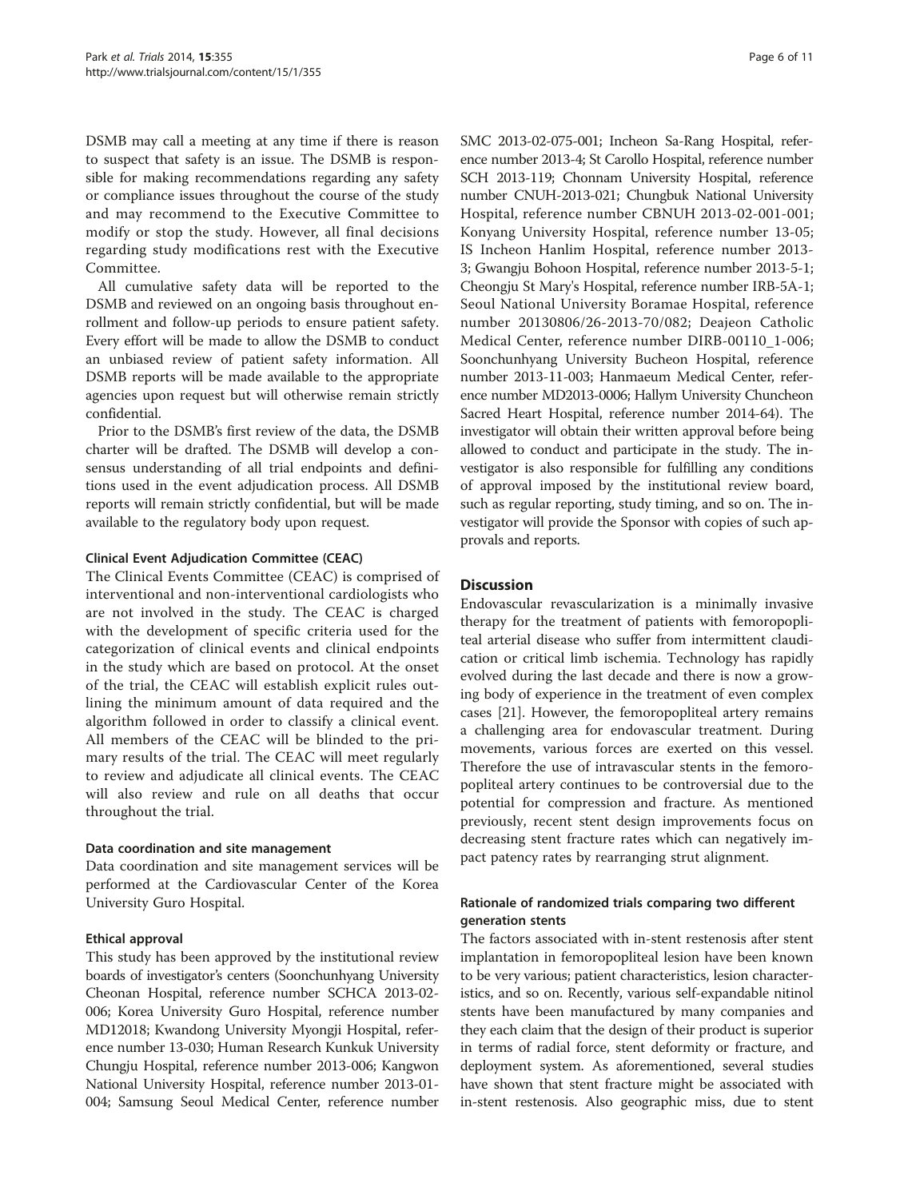DSMB may call a meeting at any time if there is reason to suspect that safety is an issue. The DSMB is responsible for making recommendations regarding any safety or compliance issues throughout the course of the study and may recommend to the Executive Committee to modify or stop the study. However, all final decisions regarding study modifications rest with the Executive Committee.

All cumulative safety data will be reported to the DSMB and reviewed on an ongoing basis throughout enrollment and follow-up periods to ensure patient safety. Every effort will be made to allow the DSMB to conduct an unbiased review of patient safety information. All DSMB reports will be made available to the appropriate agencies upon request but will otherwise remain strictly confidential.

Prior to the DSMB's first review of the data, the DSMB charter will be drafted. The DSMB will develop a consensus understanding of all trial endpoints and definitions used in the event adjudication process. All DSMB reports will remain strictly confidential, but will be made available to the regulatory body upon request.

#### Clinical Event Adjudication Committee (CEAC)

The Clinical Events Committee (CEAC) is comprised of interventional and non-interventional cardiologists who are not involved in the study. The CEAC is charged with the development of specific criteria used for the categorization of clinical events and clinical endpoints in the study which are based on protocol. At the onset of the trial, the CEAC will establish explicit rules outlining the minimum amount of data required and the algorithm followed in order to classify a clinical event. All members of the CEAC will be blinded to the primary results of the trial. The CEAC will meet regularly to review and adjudicate all clinical events. The CEAC will also review and rule on all deaths that occur throughout the trial.

#### Data coordination and site management

Data coordination and site management services will be performed at the Cardiovascular Center of the Korea University Guro Hospital.

#### Ethical approval

This study has been approved by the institutional review boards of investigator's centers (Soonchunhyang University Cheonan Hospital, reference number SCHCA 2013-02-006; Korea University Guro Hospital, reference number MD12018; Kwandong University Myongji Hospital, reference number 13-030; Human Research Kunkuk University Chungju Hospital, reference number 2013-006; Kangwon National University Hospital, reference number 2013-01-004; Samsung Seoul Medical Center, reference number SMC 2013-02-075-001; Incheon Sa-Rang Hospital, reference number 2013-4; St Carollo Hospital, reference number SCH 2013-119; Chonnam University Hospital, reference number CNUH-2013-021; Chungbuk National University Hospital, reference number CBNUH 2013-02-001-001; Konyang University Hospital, reference number 13-05; IS Incheon Hanlim Hospital, reference number 2013-3; Gwangju Bohoon Hospital, reference number 2013-5-1; Cheongju St Mary's Hospital, reference number IRB-5A-1; Seoul National University Boramae Hospital, reference number 20130806/26-2013-70/082; Deajeon Catholic Medical Center, reference number DIRB-00110_1-006; Soonchunhyang University Bucheon Hospital, reference number 2013-11-003; Hanmaeum Medical Center, reference number MD2013-0006; Hallym University Chuncheon Sacred Heart Hospital, reference number 2014-64). The investigator will obtain their written approval before being allowed to conduct and participate in the study. The investigator is also responsible for fulfilling any conditions of approval imposed by the institutional review board, such as regular reporting, study timing, and so on. The investigator will provide the Sponsor with copies of such approvals and reports.

## Discussion

Endovascular revascularization is a minimally invasive therapy for the treatment of patients with femoropopliteal arterial disease who suffer from intermittent claudication or critical limb ischemia. Technology has rapidly evolved during the last decade and there is now a growing body of experience in the treatment of even complex cases [21]. However, the femoropopliteal artery remains a challenging area for endovascular treatment. During movements, various forces are exerted on this vessel. Therefore the use of intravascular stents in the femoropopliteal artery continues to be controversial due to the potential for compression and fracture. As mentioned previously, recent stent design improvements focus on decreasing stent fracture rates which can negatively impact patency rates by rearranging strut alignment.

#### Rationale of randomized trials comparing two different generation stents

The factors associated with in-stent restenosis after stent implantation in femoropopliteal lesion have been known to be very various; patient characteristics, lesion characteristics, and so on. Recently, various self-expandable nitinol stents have been manufactured by many companies and they each claim that the design of their product is superior in terms of radial force, stent deformity or fracture, and deployment system. As aforementioned, several studies have shown that stent fracture might be associated with in-stent restenosis. Also geographic miss, due to stent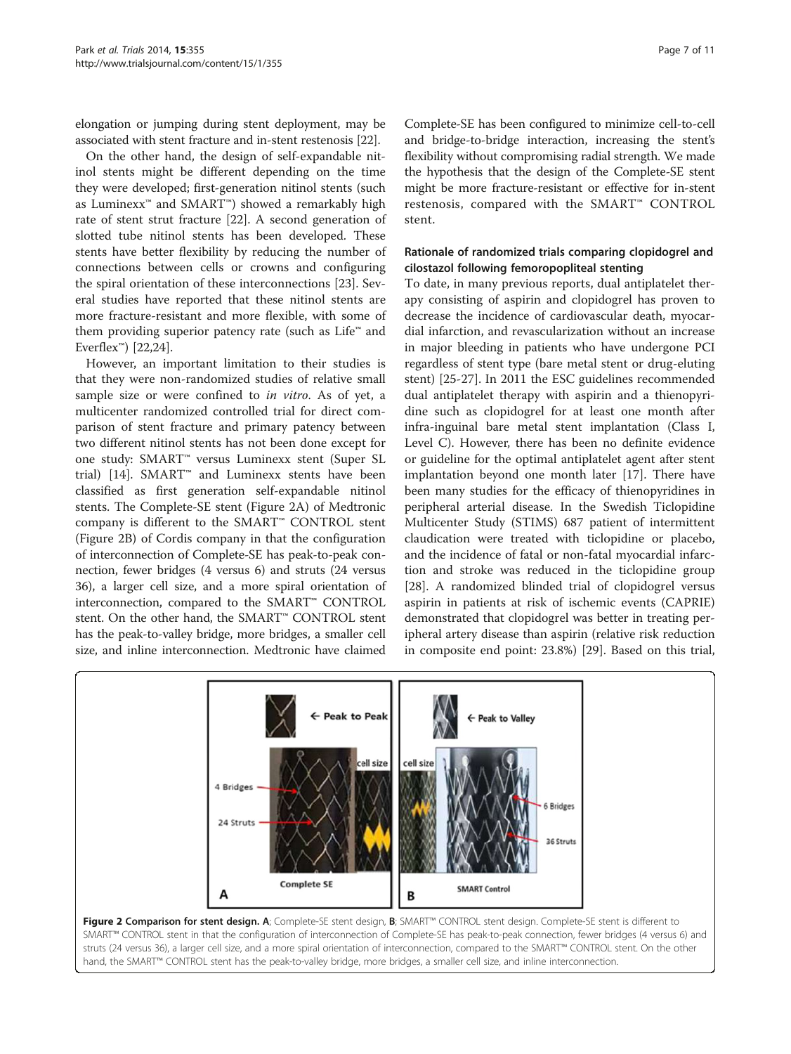elongation or jumping during stent deployment, may be associated with stent fracture and in-stent restenosis [22].

On the other hand, the design of self-expandable nitinol stents might be different depending on the time they were developed; first-generation nitinol stents (such as Luminexx™ and SMART™) showed a remarkably high rate of stent strut fracture [22]. A second generation of slotted tube nitinol stents has been developed. These stents have better flexibility by reducing the number of connections between cells or crowns and configuring the spiral orientation of these interconnections [23]. Several studies have reported that these nitinol stents are more fracture-resistant and more flexible, with some of them providing superior patency rate (such as Life™ and Everflex™) [22,24].

However, an important limitation to their studies is that they were non-randomized studies of relative small sample size or were confined to *in vitro*. As of yet, a multicenter randomized controlled trial for direct comparison of stent fracture and primary patency between two different nitinol stents has not been done except for one study: SMART™ versus Luminexx stent (Super SL trial) [14]. SMART™ and Luminexx stents have been classified as first generation self-expandable nitinol stents. The Complete-SE stent (Figure 2A) of Medtronic company is different to the SMART™ CONTROL stent (Figure 2B) of Cordis company in that the configuration of interconnection of Complete-SE has peak-to-peak connection, fewer bridges (4 versus 6) and struts (24 versus 36), a larger cell size, and a more spiral orientation of interconnection, compared to the SMART™ CONTROL stent. On the other hand, the SMART™ CONTROL stent has the peak-to-valley bridge, more bridges, a smaller cell size, and inline interconnection. Medtronic have claimed Complete-SE has been configured to minimize cell-to-cell and bridge-to-bridge interaction, increasing the stent's flexibility without compromising radial strength. We made the hypothesis that the design of the Complete-SE stent might be more fracture-resistant or effective for in-stent restenosis, compared with the SMART™ CONTROL stent.

### Rationale of randomized trials comparing clopidogrel and cilostazol following femoropopliteal stenting

To date, in many previous reports, dual antiplatelet therapy consisting of aspirin and clopidogrel has proven to decrease the incidence of cardiovascular death, myocardial infarction, and revascularization without an increase in major bleeding in patients who have undergone PCI regardless of stent type (bare metal stent or drug-eluting stent) [25-27]. In 2011 the ESC guidelines recommended dual antiplatelet therapy with aspirin and a thienopyridine such as clopidogrel for at least one month after infra-inguinal bare metal stent implantation (Class I, Level C). However, there has been no definite evidence or guideline for the optimal antiplatelet agent after stent implantation beyond one month later [17]. There have been many studies for the efficacy of thienopyridines in peripheral arterial disease. In the Swedish Ticlopidine Multicenter Study (STIMS) 687 patient of intermittent claudication were treated with ticlopidine or placebo, and the incidence of fatal or non-fatal myocardial infarction and stroke was reduced in the ticlopidine group [28]. A randomized blinded trial of clopidogrel versus aspirin in patients at risk of ischemic events (CAPRIE) demonstrated that clopidogrel was better in treating peripheral artery disease than aspirin (relative risk reduction in composite end point: 23.8%) [29]. Based on this trial,

**Figure 2 Comparison for stent design. A**; Complete-SE stent design, **B**; SMART™ CONTROL stent design. Complete-SE stent is different to SMART™ CONTROL stent in that the configuration of interconnection of Complete-SE has peak-to-peak connection, fewer bridges (4 versus 6) and struts (24 versus 36), a larger cell size, and a more spiral orientation of interconnection, compared to the SMART™ CONTROL stent. On the other hand, the SMART™ CONTROL stent has the peak-to-valley bridge, more bridges, a smaller cell size, and inline interconnection.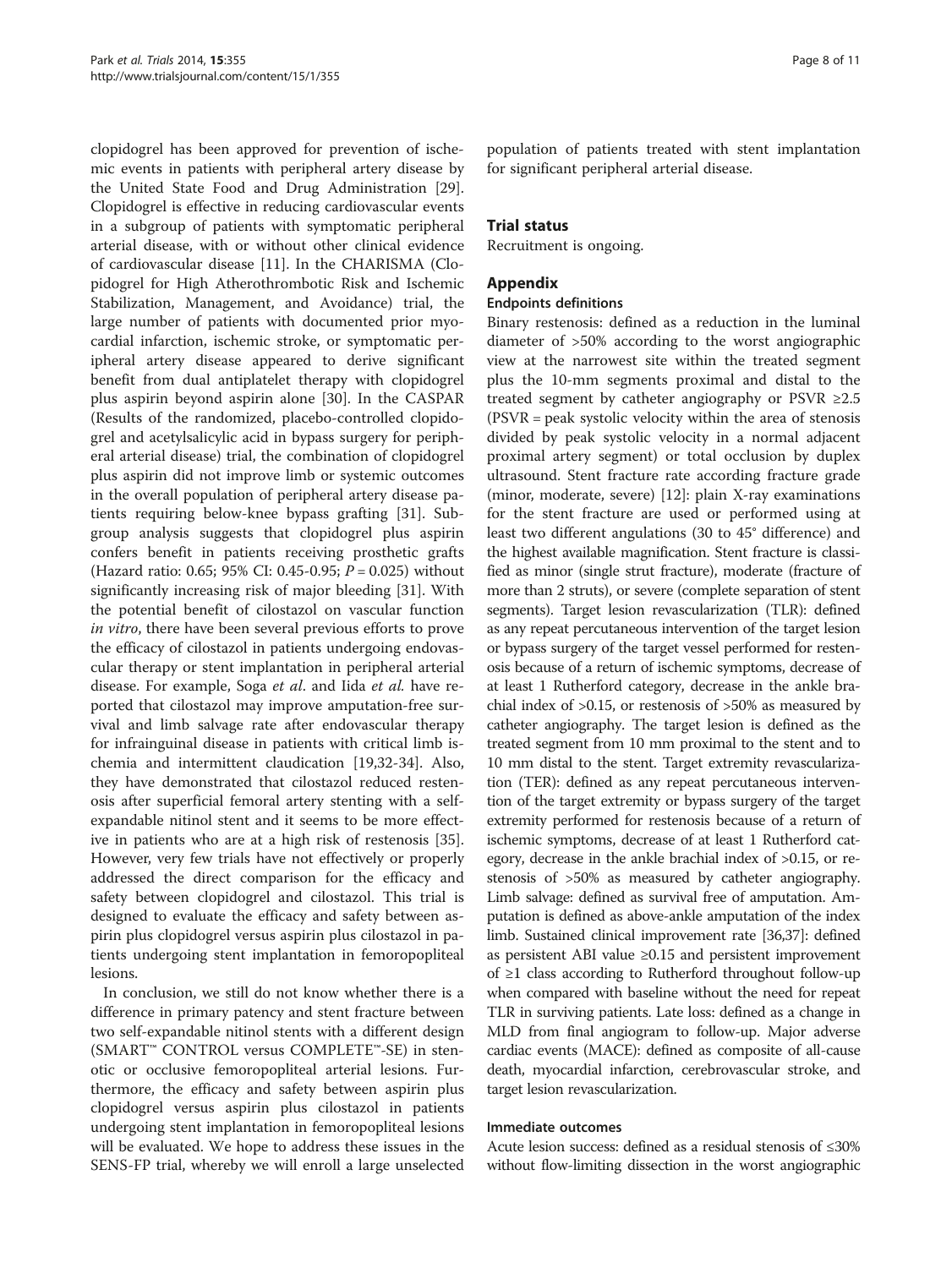clopidogrel has been approved for prevention of ischemic events in patients with peripheral artery disease by the United State Food and Drug Administration [29]. Clopidogrel is effective in reducing cardiovascular events in a subgroup of patients with symptomatic peripheral arterial disease, with or without other clinical evidence of cardiovascular disease [11]. In the CHARISMA (Clopidogrel for High Atherothrombotic Risk and Ischemic Stabilization, Management, and Avoidance) trial, the large number of patients with documented prior myocardial infarction, ischemic stroke, or symptomatic peripheral artery disease appeared to derive significant benefit from dual antiplatelet therapy with clopidogrel plus aspirin beyond aspirin alone [30]. In the CASPAR (Results of the randomized, placebo-controlled clopidogrel and acetylsalicylic acid in bypass surgery for peripheral arterial disease) trial, the combination of clopidogrel plus aspirin did not improve limb or systemic outcomes in the overall population of peripheral artery disease patients requiring below-knee bypass grafting [31]. Subgroup analysis suggests that clopidogrel plus aspirin confers benefit in patients receiving prosthetic grafts (Hazard ratio: 0.65; 95% CI: 0.45-0.95; $P = 0.025$) without significantly increasing risk of major bleeding [31]. With the potential benefit of cilostazol on vascular function *in vitro*, there have been several previous efforts to prove the efficacy of cilostazol in patients undergoing endovascular therapy or stent implantation in peripheral arterial disease. For example, Soga *et al*. and Iida *et al.* have reported that cilostazol may improve amputation-free survival and limb salvage rate after endovascular therapy for infrainguinal disease in patients with critical limb ischemia and intermittent claudication [19,32-34]. Also, they have demonstrated that cilostazol reduced restenosis after superficial femoral artery stenting with a self-expandable nitinol stent and it seems to be more effective in patients who are at a high risk of restenosis [35]. However, very few trials have not effectively or properly addressed the direct comparison for the efficacy and safety between clopidogrel and cilostazol. This trial is designed to evaluate the efficacy and safety between aspirin plus clopidogrel versus aspirin plus cilostazol in patients undergoing stent implantation in femoropopliteal lesions.

In conclusion, we still do not know whether there is a difference in primary patency and stent fracture between two self-expandable nitinol stents with a different design (SMART™ CONTROL versus COMPLETE™-SE) in stenotic or occlusive femoropopliteal arterial lesions. Furthermore, the efficacy and safety between aspirin plus clopidogrel versus aspirin plus cilostazol in patients undergoing stent implantation in femoropopliteal lesions will be evaluated. We hope to address these issues in the SENS-FP trial, whereby we will enroll a large unselected population of patients treated with stent implantation for significant peripheral arterial disease.

## Trial status

Recruitment is ongoing.

## Appendix

### Endpoints definitions

Binary restenosis: defined as a reduction in the luminal diameter of >50% according to the worst angiographic view at the narrowest site within the treated segment plus the 10-mm segments proximal and distal to the treated segment by catheter angiography or PSVR ≥2.5 (PSVR = peak systolic velocity within the area of stenosis divided by peak systolic velocity in a normal adjacent proximal artery segment) or total occlusion by duplex ultrasound. Stent fracture rate according fracture grade (minor, moderate, severe) [12]: plain X-ray examinations for the stent fracture are used or performed using at least two different angulations (30 to 45° difference) and the highest available magnification. Stent fracture is classified as minor (single strut fracture), moderate (fracture of more than 2 struts), or severe (complete separation of stent segments). Target lesion revascularization (TLR): defined as any repeat percutaneous intervention of the target lesion or bypass surgery of the target vessel performed for restenosis because of a return of ischemic symptoms, decrease of at least 1 Rutherford category, decrease in the ankle brachial index of >0.15, or restenosis of >50% as measured by catheter angiography. The target lesion is defined as the treated segment from 10 mm proximal to the stent and to 10 mm distal to the stent. Target extremity revascularization (TER): defined as any repeat percutaneous intervention of the target extremity or bypass surgery of the target extremity performed for restenosis because of a return of ischemic symptoms, decrease of at least 1 Rutherford category, decrease in the ankle brachial index of >0.15, or restenosis of >50% as measured by catheter angiography. Limb salvage: defined as survival free of amputation. Amputation is defined as above-ankle amputation of the index limb. Sustained clinical improvement rate [36,37]: defined as persistent ABI value ≥0.15 and persistent improvement of ≥1 class according to Rutherford throughout follow-up when compared with baseline without the need for repeat TLR in surviving patients. Late loss: defined as a change in MLD from final angiogram to follow-up. Major adverse cardiac events (MACE): defined as composite of all-cause death, myocardial infarction, cerebrovascular stroke, and target lesion revascularization.

### Immediate outcomes

Acute lesion success: defined as a residual stenosis of ≤30% without flow-limiting dissection in the worst angiographic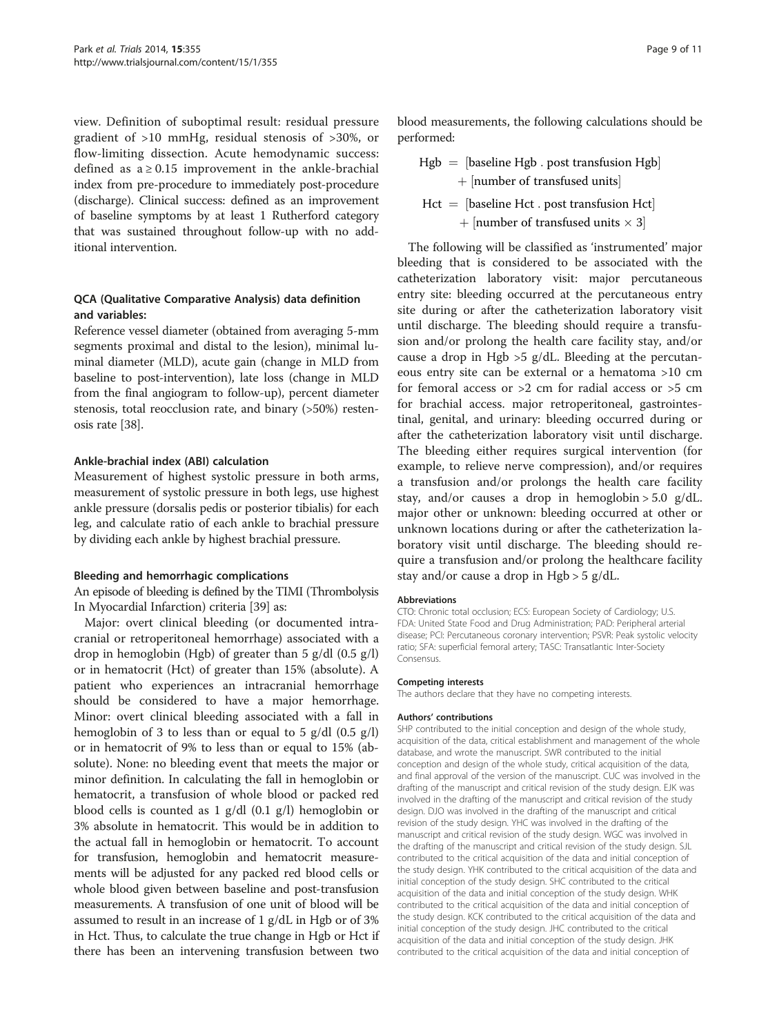view. Definition of suboptimal result: residual pressure gradient of >10 mmHg, residual stenosis of >30%, or flow-limiting dissection. Acute hemodynamic success: defined as a ≥ 0.15 improvement in the ankle-brachial index from pre-procedure to immediately post-procedure (discharge). Clinical success: defined as an improvement of baseline symptoms by at least 1 Rutherford category that was sustained throughout follow-up with no additional intervention.

### QCA (Qualitative Comparative Analysis) data definition and variables:

Reference vessel diameter (obtained from averaging 5-mm segments proximal and distal to the lesion), minimal luminal diameter (MLD), acute gain (change in MLD from baseline to post-intervention), late loss (change in MLD from the final angiogram to follow-up), percent diameter stenosis, total reocclusion rate, and binary (>50%) restenosis rate [38].

### Ankle-brachial index (ABI) calculation

Measurement of highest systolic pressure in both arms, measurement of systolic pressure in both legs, use highest ankle pressure (dorsalis pedis or posterior tibialis) for each leg, and calculate ratio of each ankle to brachial pressure by dividing each ankle by highest brachial pressure.

### Bleeding and hemorrhagic complications

An episode of bleeding is defined by the TIMI (Thrombolysis In Myocardial Infarction) criteria [39] as:

Major: overt clinical bleeding (or documented intracranial or retroperitoneal hemorrhage) associated with a drop in hemoglobin (Hgb) of greater than 5 g/dl (0.5 g/l) or in hematocrit (Hct) of greater than 15% (absolute). A patient who experiences an intracranial hemorrhage should be considered to have a major hemorrhage. Minor: overt clinical bleeding associated with a fall in hemoglobin of 3 to less than or equal to 5 g/dl (0.5 g/l) or in hematocrit of 9% to less than or equal to 15% (absolute). None: no bleeding event that meets the major or minor definition. In calculating the fall in hemoglobin or hematocrit, a transfusion of whole blood or packed red blood cells is counted as 1 g/dl (0.1 g/l) hemoglobin or 3% absolute in hematocrit. This would be in addition to the actual fall in hemoglobin or hematocrit. To account for transfusion, hemoglobin and hematocrit measurements will be adjusted for any packed red blood cells or whole blood given between baseline and post-transfusion measurements. A transfusion of one unit of blood will be assumed to result in an increase of 1 g/dL in Hgb or of 3% in Hct. Thus, to calculate the true change in Hgb or Hct if there has been an intervening transfusion between two blood measurements, the following calculations should be performed:

$$\text{Hgb} = [\text{baseline Hgb . post transfusion Hgb}] + [\text{number of transfused units}]$$

$$\text{Hct} = [\text{baseline Hct . post transfusion Hct}] + [\text{number of transfused units} \times 3]$$

The following will be classified as 'instrumented' major bleeding that is considered to be associated with the catheterization laboratory visit: major percutaneous entry site: bleeding occurred at the percutaneous entry site during or after the catheterization laboratory visit until discharge. The bleeding should require a transfusion and/or prolong the health care facility stay, and/or cause a drop in Hgb >5 g/dL. Bleeding at the percutaneous entry site can be external or a hematoma >10 cm for femoral access or >2 cm for radial access or >5 cm for brachial access. major retroperitoneal, gastrointestinal, genital, and urinary: bleeding occurred during or after the catheterization laboratory visit until discharge. The bleeding either requires surgical intervention (for example, to relieve nerve compression), and/or requires a transfusion and/or prolongs the health care facility stay, and/or causes a drop in hemoglobin > 5.0 g/dL. major other or unknown: bleeding occurred at other or unknown locations during or after the catheterization laboratory visit until discharge. The bleeding should require a transfusion and/or prolong the healthcare facility stay and/or cause a drop in Hgb > 5 g/dL.

#### Abbreviations

CTO: Chronic total occlusion; ECS: European Society of Cardiology; U.S. FDA: United State Food and Drug Administration; PAD: Peripheral arterial disease; PCI: Percutaneous coronary intervention; PSVR: Peak systolic velocity ratio; SFA: superficial femoral artery; TASC: Transatlantic Inter-Society Consensus.

#### Competing interests

The authors declare that they have no competing interests.

#### Authors' contributions

SHP contributed to the initial conception and design of the whole study, acquisition of the data, critical establishment and management of the whole database, and wrote the manuscript. SWR contributed to the initial conception and design of the whole study, critical acquisition of the data, and final approval of the version of the manuscript. CUC was involved in the drafting of the manuscript and critical revision of the study design. EJK was involved in the drafting of the manuscript and critical revision of the study design. DJO was involved in the drafting of the manuscript and critical revision of the study design. YHC was involved in the drafting of the manuscript and critical revision of the study design. WGC was involved in the drafting of the manuscript and critical revision of the study design. SJL contributed to the critical acquisition of the data and initial conception of the study design. YHK contributed to the critical acquisition of the data and initial conception of the study design. SHC contributed to the critical acquisition of the data and initial conception of the study design. WHK contributed to the critical acquisition of the data and initial conception of the study design. KCK contributed to the critical acquisition of the data and initial conception of the study design. JHC contributed to the critical acquisition of the data and initial conception of the study design. JHK contributed to the critical acquisition of the data and initial conception of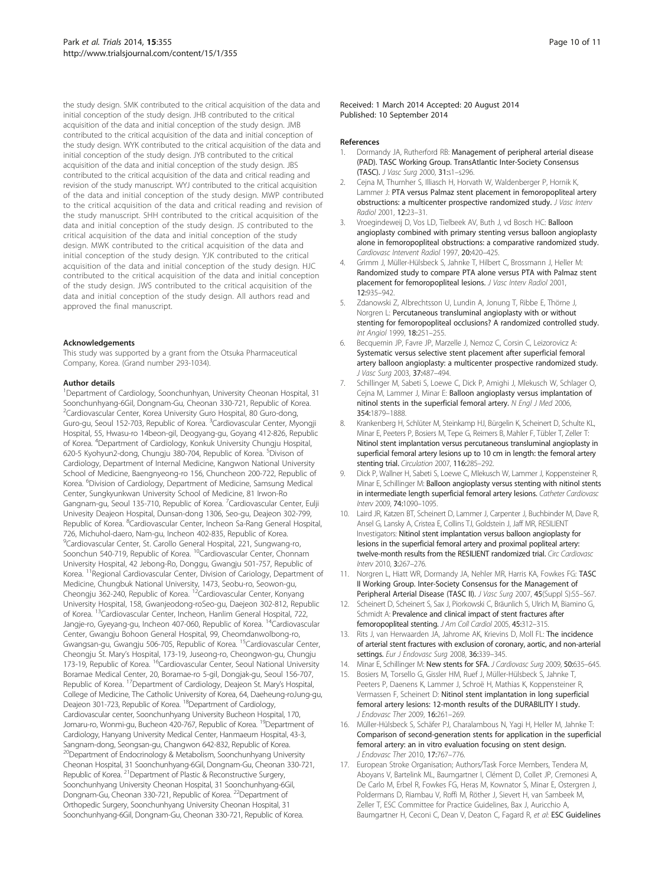the study design. SMK contributed to the critical acquisition of the data and initial conception of the study design. JHB contributed to the critical acquisition of the data and initial conception of the study design. JMB contributed to the critical acquisition of the data and initial conception of the study design. WYK contributed to the critical acquisition of the data and initial conception of the study design. JYB contributed to the critical acquisition of the data and initial conception of the study design. JBS contributed to the critical acquisition of the data and critical reading and revision of the study manuscript. WYJ contributed to the critical acquisition of the data and initial conception of the study design. MWP contributed to the critical acquisition of the data and critical reading and revision of the study manuscript. SHH contributed to the critical acquisition of the data and initial conception of the study design. JS contributed to the critical acquisition of the data and initial conception of the study design. MWK contributed to the critical acquisition of the data and initial conception of the study design. YJK contributed to the critical acquisition of the data and initial conception of the study design. HJC contributed to the critical acquisition of the data and initial conception of the study design. JWS contributed to the critical acquisition of the data and initial conception of the study design. All authors read and approved the final manuscript.

#### Acknowledgements

This study was supported by a grant from the Otsuka Pharmaceutical Company, Korea. (Grand number 293-1034).

#### Author details

[1]Department of Cardiology, Soonchunhyan, University Cheonan Hospital, 31 Soonchunhyang-6Gil, Dongnam-Gu, Cheonan 330-721, Republic of Korea. [2]Cardiovascular Center, Korea University Guro Hospital, 80 Guro-dong, Guro-gu, Seoul 152-703, Republic of Korea. [3]Cardiovascular Center, Myongji Hospital, 55, Hwasu-ro 14beon-gil, Deogyang-gu, Goyang 412-826, Republic of Korea. [4]Department of Cardiology, Konkuk University Chungju Hospital, 620-5 Kyohyun2-dong, Chungju 380-704, Republic of Korea. [5]Divison of Cardiology, Department of Internal Medicine, Kangwon National University School of Medicine, Baengnyeong-ro 156, Chuncheon 200-722, Republic of Korea. [6]Division of Cardiology, Department of Medicine, Samsung Medical Center, Sungkyunkwan University School of Medicine, 81 Irwon-Ro Gangnam-gu, Seoul 135-710, Republic of Korea. [7]Cardiovascular Center, Eulji Univesity Deajeon Hospital, Dunsan-dong 1306, Seo-gu, Deajeon 302-799, Republic of Korea. [8]Cardiovascular Center, Incheon Sa-Rang General Hospital, 726, Michuhol-daero, Nam-gu, Incheon 402-835, Republic of Korea. [9]Cardiovascular Center, St. Carollo General Hospital, 221, Sungwang-ro, Soonchun 540-719, Republic of Korea. [10]Cardiovascular Center, Chonnam University Hospital, 42 Jebong-Ro, Donggu, Gwangju 501-757, Republic of Korea. [11]Regional Cardiovascular Center, Division of Cariology, Department of Medicine, Chungbuk National University, 1473, Seobu-ro, Seowon-gu, Cheongju 362-240, Republic of Korea. [12]Cardiovascular Center, Konyang University Hospital, 158, Gwanjeodong-roSeo-gu, Daejeon 302-812, Republic of Korea. [13]Cardiovascular Center, Incheon, Hanlim General Hospital, 722, Jangje-ro, Gyeyang-gu, Incheon 407-060, Republic of Korea. [14]Cardiovascular Center, Gwangju Bohoon General Hospital, 99, Cheomdanwolbong-ro, Gwangsan-gu, Gwangju 506-705, Republic of Korea. [15]Cardiovascular Center, Cheongju St. Mary's Hospital, 173-19, Juseong-ro, Cheongwon-gu, Chungju 173-19, Republic of Korea. [16]Cardiovascular Center, Seoul National University Boramae Medical Center, 20, Boramae-ro 5-gil, Dongjak-gu, Seoul 156-707, Republic of Korea. [17]Department of Cardiology, Deajeon St. Mary's Hospital, College of Medicine, The Catholic University of Korea, 64, Daeheung-roJung-gu, Deajeon 301-723, Republic of Korea. [18]Department of Cardiology, Cardiovascular center, Soonchunhyang University Bucheon Hospital, 170, Jomaru-ro, Wonmi-gu, Bucheon 420-767, Republic of Korea. [19]Department of Cardiology, Hanyang University Medical Center, Hanmaeum Hospital, 43-3, Sangnam-dong, Seongsan-gu, Changwon 642-832, Republic of Korea. [20]Department of Endocrinology & Metabolism, Soonchunhyang University Cheonan Hospital, 31 Soonchunhyang-6Gil, Dongnam-Gu, Cheonan 330-721, Republic of Korea. [21]Department of Plastic & Reconstructive Surgery, Soonchunhyang University Cheonan Hospital, 31 Soonchunhyang-6Gil, Dongnam-Gu, Cheonan 330-721, Republic of Korea. [22]Department of Orthopedic Surgery, Soonchunhyang University Cheonan Hospital, 31 Soonchunhyang-6Gil, Dongnam-Gu, Cheonan 330-721, Republic of Korea.

Received: 1 March 2014 Accepted: 20 August 2014
Published: 10 September 2014

#### References

1. Dormandy JA, Rutherford RB: **Management of peripheral arterial disease (PAD). TASC Working Group. TransAtlantic Inter-Society Consensus (TASC).** *J Vasc Surg* 2000, **31**:s1–s296.
2. Cejna M, Thurnher S, Illiasch H, Horvath W, Waldenberger P, Hornik K, Lammer J: **PTA versus Palmaz stent placement in femoropopliteal artery obstructions: a multicenter prospective randomized study.** *J Vasc Interv Radiol* 2001, **12**:23–31.
3. Vroegindeweij D, Vos LD, Tielbeek AV, Buth J, vd Bosch HC: **Balloon angioplasty combined with primary stenting versus balloon angioplasty alone in femoropopliteal obstructions: a comparative randomized study.** *Cardiovasc Intervent Radiol* 1997, **20**:420–425.
4. Grimm J, Müller-Hülsbeck S, Jahnke T, Hilbert C, Brossmann J, Heller M: **Randomized study to compare PTA alone versus PTA with Palmaz stent placement for femoropopliteal lesions.** *J Vasc Interv Radiol* 2001, **12**:935–942.
5. Zdanowski Z, Albrechtsson U, Lundin A, Jonung T, Ribbe E, Thörne J, Norgren L: **Percutaneous transluminal angioplasty with or without stenting for femoropopliteal occlusions? A randomized controlled study.** *Int Angiol* 1999, **18**:251–255.
6. Becquemin JP, Favre JP, Marzelle J, Nemoz C, Corsin C, Leizorovicz A: **Systematic versus selective stent placement after superficial femoral artery balloon angioplasty: a multicenter prospective randomized study.** *J Vasc Surg* 2003, **37**:487–494.
7. Schillinger M, Sabeti S, Loewe C, Dick P, Amighi J, Mlekusch W, Schlager O, Cejna M, Lammer J, Minar E: **Balloon angioplasty versus implantation of nitinol stents in the superficial femoral artery.** *N Engl J Med* 2006, **354**:1879–1888.
8. Krankenberg H, Schlüter M, Steinkamp HJ, Bürgelin K, Scheinert D, Schulte KL, Minar E, Peeters P, Bosiers M, Tepe G, Reimers B, Mahler F, Tübler T, Zeller T: **Nitinol stent implantation versus percutaneous transluminal angioplasty in superficial femoral artery lesions up to 10 cm in length: the femoral artery stenting trial.** *Circulation* 2007, **116**:285–292.
9. Dick P, Wallner H, Sabeti S, Loewe C, Mlekusch W, Lammer J, Koppensteiner R, Minar E, Schillinger M: **Balloon angioplasty versus stenting with nitinol stents in intermediate length superficial femoral artery lesions.** *Catheter Cardiovasc Interv* 2009, **74**:1090–1095.
10. Laird JR, Katzen BT, Scheinert D, Lammer J, Carpenter J, Buchbinder M, Dave R, Ansel G, Lansky A, Cristea E, Collins TJ, Goldstein J, Jaff MR, RESILIENT Investigators: **Nitinol stent implantation versus balloon angioplasty for lesions in the superficial femoral artery and proximal popliteal artery: twelve-month results from the RESILIENT randomized trial.** *Circ Cardiovasc Interv* 2010, **3**:267–276.
11. Norgren L, Hiatt WR, Dormandy JA, Nehler MR, Harris KA, Fowkes FG: **TASC II Working Group. Inter-Society Consensus for the Management of Peripheral Arterial Disease (TASC II).** *J Vasc Surg* 2007, **45**(Suppl S):S5–S67.
12. Scheinert D, Scheinert S, Sax J, Piorkowski C, Bräunlich S, Ulrich M, Biamino G, Schmidt A: **Prevalence and clinical impact of stent fractures after femoropopliteal stenting.** *J Am Coll Cardiol* 2005, **45**:312–315.
13. Rits J, van Herwaarden JA, Jahrome AK, Krievins D, Moll FL: **The incidence of arterial stent fractures with exclusion of coronary, aortic, and non-arterial settings.** *Eur J Endovasc Surg* 2008, **36**:339–345.
14. Minar E, Schillinger M: **New stents for SFA.** *J Cardiovasc Surg* 2009, **50**:635–645.
15. Bosiers M, Torsello G, Gissler HM, Ruef J, Müller-Hülsbeck S, Jahnke T, Peeters P, Daenens K, Lammer J, Schroë H, Mathias K, Koppensteiner R, Vermassen F, Scheinert D: **Nitinol stent implantation in long superficial femoral artery lesions: 12-month results of the DURABILITY I study.** *J Endovasc Ther* 2009, **16**:261–269.
16. Müller-Hülsbeck S, Schäfer PJ, Charalambous N, Yagi H, Heller M, Jahnke T: **Comparison of second-generation stents for application in the superficial femoral artery: an in vitro evaluation focusing on stent design.** *J Endovasc Ther* 2010, **17**:767–776.
17. European Stroke Organisation; Authors/Task Force Members, Tendera M, Aboyans V, Bartelink ML, Baumgartner I, Clément D, Collet JP, Cremonesi A, De Carlo M, Erbel R, Fowkes FG, Heras M, Kownator S, Minar E, Ostergren J, Poldermans D, Riambau V, Roffi M, Röther J, Sievert H, van Sambeek M, Zeller T, ESC Committee for Practice Guidelines, Bax J, Auricchio A, Baumgartner H, Ceconi C, Dean V, Deaton C, Fagard R, *et al*: **ESC Guidelines**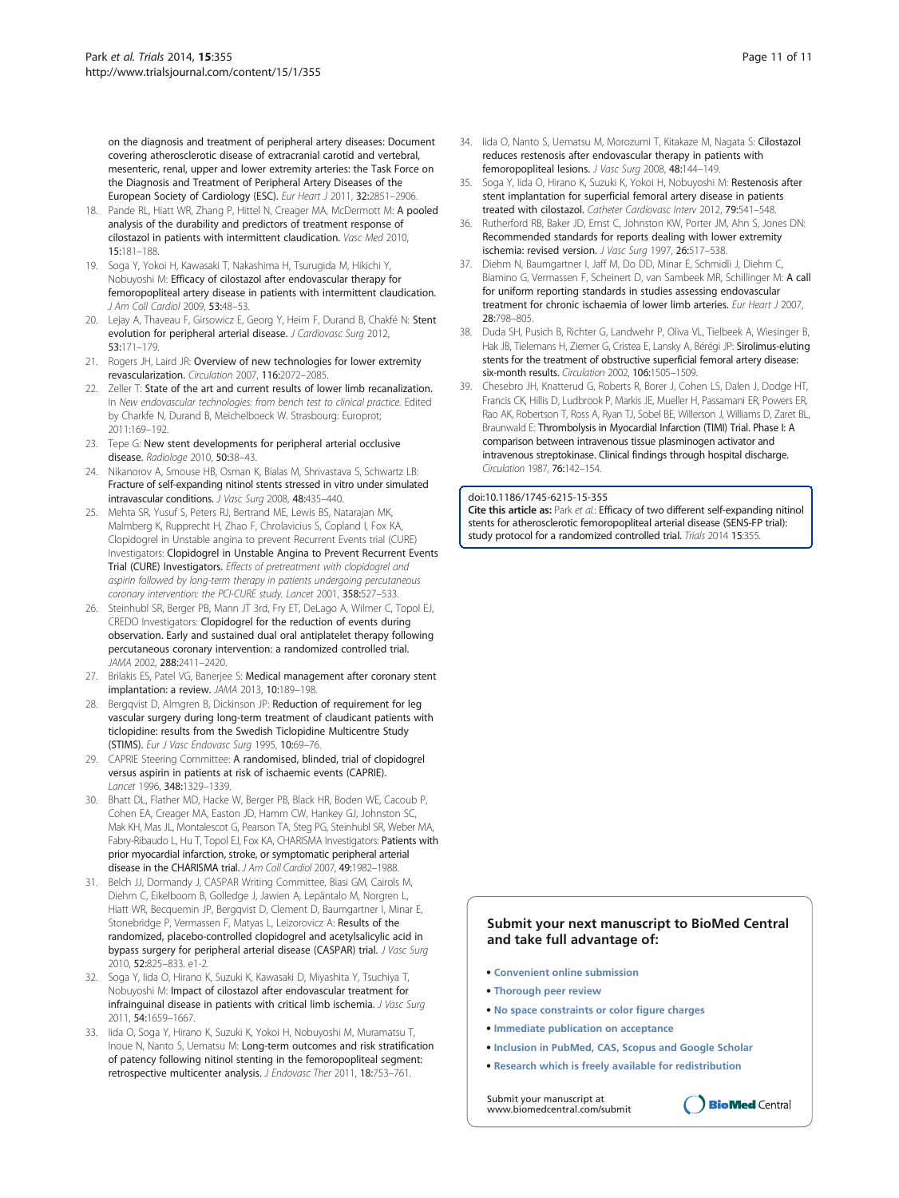on the diagnosis and treatment of peripheral artery diseases: Document covering atherosclerotic disease of extracranial carotid and vertebral, mesenteric, renal, upper and lower extremity arteries: the Task Force on the Diagnosis and Treatment of Peripheral Artery Diseases of the European Society of Cardiology (ESC). *Eur Heart J* 2011, **32:**2851–2906.

18. Pande RL, Hiatt WR, Zhang P, Hittel N, Creager MA, McDermott M: **A pooled analysis of the durability and predictors of treatment response of cilostazol in patients with intermittent claudication.** *Vasc Med* 2010, **15:**181–188.
19. Soga Y, Yokoi H, Kawasaki T, Nakashima H, Tsurugida M, Hikichi Y, Nobuyoshi M: **Efficacy of cilostazol after endovascular therapy for femoropopliteal artery disease in patients with intermittent claudication.** *J Am Coll Cardiol* 2009, **53:**48–53.
20. Lejay A, Thaveau F, Girsowicz E, Georg Y, Heim F, Durand B, Chakfé N: **Stent evolution for peripheral arterial disease.** *J Cardiovasc Surg* 2012, **53:**171–179.
21. Rogers JH, Laird JR: **Overview of new technologies for lower extremity revascularization.** *Circulation* 2007, **116:**2072–2085.
22. Zeller T: **State of the art and current results of lower limb recanalization.** In *New endovascular technologies: from bench test to clinical practice.* Edited by Charkfe N, Durand B, Meichelboeck W. Strasbourg: Europrot; 2011:169–192.
23. Tepe G: **New stent developments for peripheral arterial occlusive disease.** *Radiologe* 2010, **50:**38–43.
24. Nikanorov A, Smouse HB, Osman K, Bialas M, Shrivastava S, Schwartz LB: **Fracture of self-expanding nitinol stents stressed in vitro under simulated intravascular conditions.** *J Vasc Surg* 2008, **48:**435–440.
25. Mehta SR, Yusuf S, Peters RJ, Bertrand ME, Lewis BS, Natarajan MK, Malmberg K, Rupprecht H, Zhao F, Chrolavicius S, Copland I, Fox KA, Clopidogrel in Unstable angina to prevent Recurrent Events trial (CURE) Investigators: **Clopidogrel in Unstable Angina to Prevent Recurrent Events Trial (CURE) Investigators.** *Effects of pretreatment with clopidogrel and aspirin followed by long-term therapy in patients undergoing percutaneous coronary intervention: the PCI-CURE study. Lancet* 2001, **358:**527–533.
26. Steinhubl SR, Berger PB, Mann JT 3rd, Fry ET, DeLago A, Wilmer C, Topol EJ, CREDO Investigators: **Clopidogrel for the reduction of events during observation. Early and sustained dual oral antiplatelet therapy following percutaneous coronary intervention: a randomized controlled trial.** *JAMA* 2002, **288:**2411–2420.
27. Brilakis ES, Patel VG, Banerjee S: **Medical management after coronary stent implantation: a review.** *JAMA* 2013, **10:**189–198.
28. Bergqvist D, Almgren B, Dickinson JP: **Reduction of requirement for leg vascular surgery during long-term treatment of claudicant patients with ticlopidine: results from the Swedish Ticlopidine Multicentre Study (STIMS).** *Eur J Vasc Endovasc Surg* 1995, **10:**69–76.
29. CAPRIE Steering Committee: **A randomised, blinded, trial of clopidogrel versus aspirin in patients at risk of ischaemic events (CAPRIE).** *Lancet* 1996, **348:**1329–1339.
30. Bhatt DL, Flather MD, Hacke W, Berger PB, Black HR, Boden WE, Cacoub P, Cohen EA, Creager MA, Easton JD, Hamm CW, Hankey GJ, Johnston SC, Mak KH, Mas JL, Montalescot G, Pearson TA, Steg PG, Steinhubl SR, Weber MA, Fabry-Ribaudo L, Hu T, Topol EJ, Fox KA, CHARISMA Investigators: **Patients with prior myocardial infarction, stroke, or symptomatic peripheral arterial disease in the CHARISMA trial.** *J Am Coll Cardiol* 2007, **49:**1982–1988.
31. Belch JJ, Dormandy J, CASPAR Writing Committee, Biasi GM, Cairols M, Diehm C, Eikelboom B, Golledge J, Jawien A, Lepäntalo M, Norgren L, Hiatt WR, Becquemin JP, Bergqvist D, Clement D, Baumgartner I, Minar E, Stonebridge P, Vermassen F, Matyas L, Leizorovicz A: **Results of the randomized, placebo-controlled clopidogrel and acetylsalicylic acid in bypass surgery for peripheral arterial disease (CASPAR) trial.** *J Vasc Surg* 2010, **52:**825–833. e1-2.
32. Soga Y, Iida O, Hirano K, Suzuki K, Kawasaki D, Miyashita Y, Tsuchiya T, Nobuyoshi M: **Impact of cilostazol after endovascular treatment for infrainguinal disease in patients with critical limb ischemia.** *J Vasc Surg* 2011, **54:**1659–1667.
33. Iida O, Soga Y, Hirano K, Suzuki K, Yokoi H, Nobuyoshi M, Muramatsu T, Inoue N, Nanto S, Uematsu M: **Long-term outcomes and risk stratification of patency following nitinol stenting in the femoropopliteal segment: retrospective multicenter analysis.** *J Endovasc Ther* 2011, **18:**753–761.
34. Iida O, Nanto S, Uematsu M, Morozumi T, Kitakaze M, Nagata S: **Cilostazol reduces restenosis after endovascular therapy in patients with femoropopliteal lesions.** *J Vasc Surg* 2008, **48:**144–149.
35. Soga Y, Iida O, Hirano K, Suzuki K, Yokoi H, Nobuyoshi M: **Restenosis after stent implantation for superficial femoral artery disease in patients treated with cilostazol.** *Catheter Cardiovasc Interv* 2012, **79:**541–548.
36. Rutherford RB, Baker JD, Ernst C, Johnston KW, Porter JM, Ahn S, Jones DN: **Recommended standards for reports dealing with lower extremity ischemia: revised version.** *J Vasc Surg* 1997, **26:**517–538.
37. Diehm N, Baumgartner I, Jaff M, Do DD, Minar E, Schmidli J, Diehm C, Biamino G, Vermassen F, Scheinert D, van Sambeek MR, Schillinger M: **A call for uniform reporting standards in studies assessing endovascular treatment for chronic ischaemia of lower limb arteries.** *Eur Heart J* 2007, **28:**798–805.
38. Duda SH, Pusich B, Richter G, Landwehr P, Oliva VL, Tielbeek A, Wiesinger B, Hak JB, Tielemans H, Ziemer G, Cristea E, Lansky A, Bérégi JP: **Sirolimus-eluting stents for the treatment of obstructive superficial femoral artery disease: six-month results.** *Circulation* 2002, **106:**1505–1509.
39. Chesebro JH, Knatterud G, Roberts R, Borer J, Cohen LS, Dalen J, Dodge HT, Francis CK, Hillis D, Ludbrook P, Markis JE, Mueller H, Passamani ER, Powers ER, Rao AK, Robertson T, Ross A, Ryan TJ, Sobel BE, Willerson J, Williams D, Zaret BL, Braunwald E: **Thrombolysis in Myocardial Infarction (TIMI) Trial. Phase I: A comparison between intravenous tissue plasminogen activator and intravenous streptokinase. Clinical findings through hospital discharge.** *Circulation* 1987, **76:**142–154.

doi:10.1186/1745-6215-15-355
**Cite this article as:** Park *et al.*: Efficacy of two different self-expanding nitinol stents for atherosclerotic femoropopliteal arterial disease (SENS-FP trial): study protocol for a randomized controlled trial. *Trials* 2014 **15**:355.

**Submit your next manuscript to BioMed Central and take full advantage of:**

- **Convenient online submission**
- **Thorough peer review**
- **No space constraints or color figure charges**
- **Immediate publication on acceptance**
- **Inclusion in PubMed, CAS, Scopus and Google Scholar**
- **Research which is freely available for redistribution**

Submit your manuscript at
www.biomedcentral.com/submit

BioMed Central